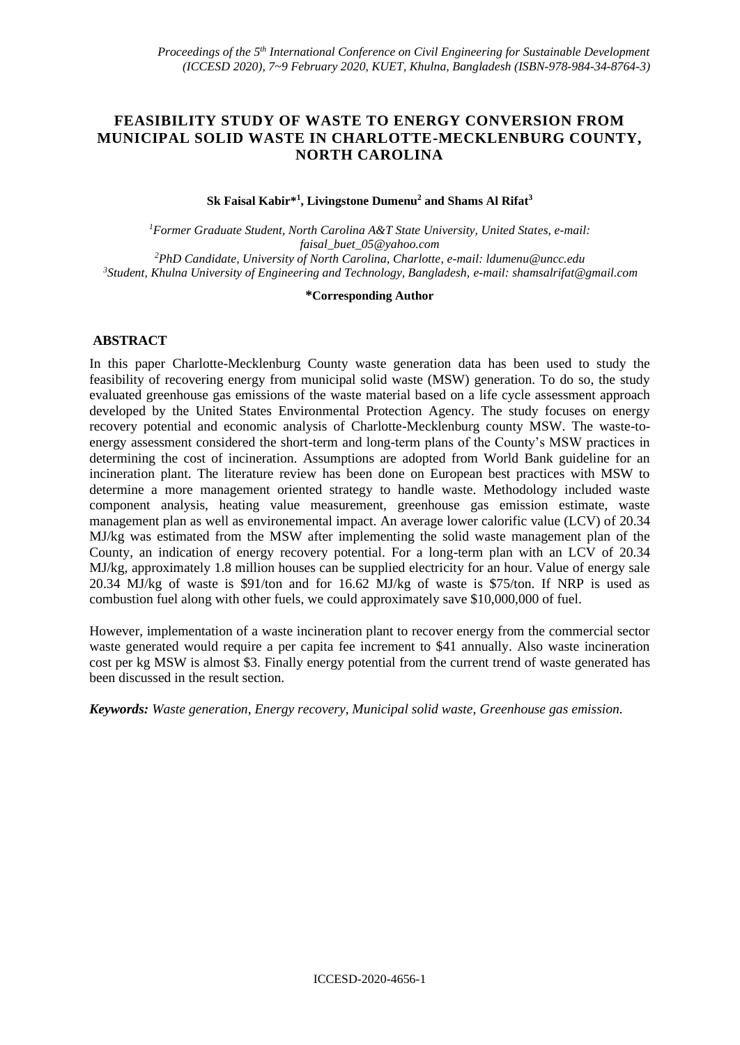# FEASIBILITY STUDY OF WASTE TO ENERGY CONVERSION FROM MUNICIPAL SOLID WASTE IN CHARLOTTE-MECKLENBURG COUNTY, NORTH CAROLINA

**Sk Faisal Kabir*[1], Livingstone Dumenu[2] and Shams Al Rifat[3]**

*[1]Former Graduate Student, North Carolina A&T State University, United States, e-mail: faisal_buet_05@yahoo.com*
*[2]PhD Candidate, University of North Carolina, Charlotte, e-mail: ldumenu@uncc.edu*
*[3]Student, Khulna University of Engineering and Technology, Bangladesh, e-mail: shamsalrifat@gmail.com*

**\*Corresponding Author**

## ABSTRACT

In this paper Charlotte-Mecklenburg County waste generation data has been used to study the feasibility of recovering energy from municipal solid waste (MSW) generation. To do so, the study evaluated greenhouse gas emissions of the waste material based on a life cycle assessment approach developed by the United States Environmental Protection Agency. The study focuses on energy recovery potential and economic analysis of Charlotte-Mecklenburg county MSW. The waste-to-energy assessment considered the short-term and long-term plans of the County's MSW practices in determining the cost of incineration. Assumptions are adopted from World Bank guideline for an incineration plant. The literature review has been done on European best practices with MSW to determine a more management oriented strategy to handle waste. Methodology included waste component analysis, heating value measurement, greenhouse gas emission estimate, waste management plan as well as environemental impact. An average lower calorific value (LCV) of 20.34 MJ/kg was estimated from the MSW after implementing the solid waste management plan of the County, an indication of energy recovery potential. For a long-term plan with an LCV of 20.34 MJ/kg, approximately 1.8 million houses can be supplied electricity for an hour. Value of energy sale 20.34 MJ/kg of waste is $91/ton and for 16.62 MJ/kg of waste is $75/ton. If NRP is used as combustion fuel along with other fuels, we could approximately save $10,000,000 of fuel.

However, implementation of a waste incineration plant to recover energy from the commercial sector waste generated would require a per capita fee increment to $41 annually. Also waste incineration cost per kg MSW is almost $3. Finally energy potential from the current trend of waste generated has been discussed in the result section.

***Keywords:*** *Waste generation, Energy recovery, Municipal solid waste, Greenhouse gas emission.*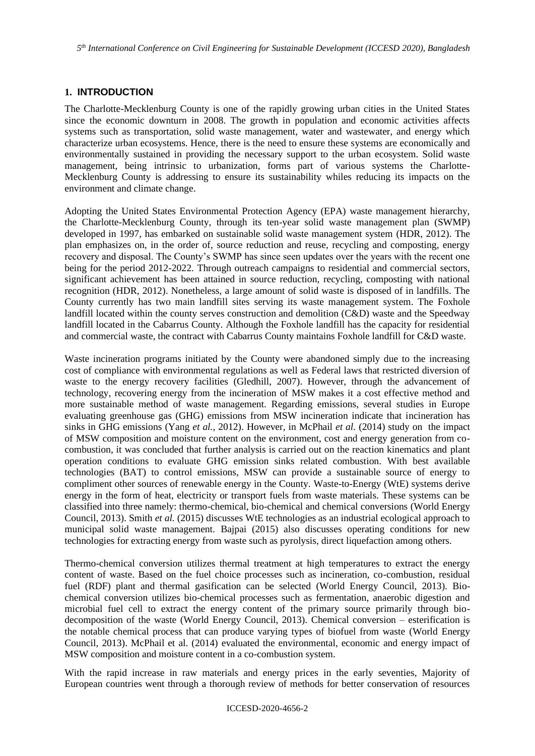## 1. INTRODUCTION

The Charlotte-Mecklenburg County is one of the rapidly growing urban cities in the United States since the economic downturn in 2008. The growth in population and economic activities affects systems such as transportation, solid waste management, water and wastewater, and energy which characterize urban ecosystems. Hence, there is the need to ensure these systems are economically and environmentally sustained in providing the necessary support to the urban ecosystem. Solid waste management, being intrinsic to urbanization, forms part of various systems the Charlotte-Mecklenburg County is addressing to ensure its sustainability whiles reducing its impacts on the environment and climate change.

Adopting the United States Environmental Protection Agency (EPA) waste management hierarchy, the Charlotte-Mecklenburg County, through its ten-year solid waste management plan (SWMP) developed in 1997, has embarked on sustainable solid waste management system (HDR, 2012). The plan emphasizes on, in the order of, source reduction and reuse, recycling and composting, energy recovery and disposal. The County's SWMP has since seen updates over the years with the recent one being for the period 2012-2022. Through outreach campaigns to residential and commercial sectors, significant achievement has been attained in source reduction, recycling, composting with national recognition (HDR, 2012). Nonetheless, a large amount of solid waste is disposed of in landfills. The County currently has two main landfill sites serving its waste management system. The Foxhole landfill located within the county serves construction and demolition (C&D) waste and the Speedway landfill located in the Cabarrus County. Although the Foxhole landfill has the capacity for residential and commercial waste, the contract with Cabarrus County maintains Foxhole landfill for C&D waste.

Waste incineration programs initiated by the County were abandoned simply due to the increasing cost of compliance with environmental regulations as well as Federal laws that restricted diversion of waste to the energy recovery facilities (Gledhill, 2007). However, through the advancement of technology, recovering energy from the incineration of MSW makes it a cost effective method and more sustainable method of waste management. Regarding emissions, several studies in Europe evaluating greenhouse gas (GHG) emissions from MSW incineration indicate that incineration has sinks in GHG emissions (Yang *et al.*, 2012). However, in McPhail *et al.* (2014) study on the impact of MSW composition and moisture content on the environment, cost and energy generation from co-combustion, it was concluded that further analysis is carried out on the reaction kinematics and plant operation conditions to evaluate GHG emission sinks related combustion. With best available technologies (BAT) to control emissions, MSW can provide a sustainable source of energy to compliment other sources of renewable energy in the County. Waste-to-Energy (WtE) systems derive energy in the form of heat, electricity or transport fuels from waste materials. These systems can be classified into three namely: thermo-chemical, bio-chemical and chemical conversions (World Energy Council, 2013). Smith *et al.* (2015) discusses WtE technologies as an industrial ecological approach to municipal solid waste management. Bajpai (2015) also discusses operating conditions for new technologies for extracting energy from waste such as pyrolysis, direct liquefaction among others.

Thermo-chemical conversion utilizes thermal treatment at high temperatures to extract the energy content of waste. Based on the fuel choice processes such as incineration, co-combustion, residual fuel (RDF) plant and thermal gasification can be selected (World Energy Council, 2013). Bio-chemical conversion utilizes bio-chemical processes such as fermentation, anaerobic digestion and microbial fuel cell to extract the energy content of the primary source primarily through bio-decomposition of the waste (World Energy Council, 2013). Chemical conversion – esterification is the notable chemical process that can produce varying types of biofuel from waste (World Energy Council, 2013). McPhail et al. (2014) evaluated the environmental, economic and energy impact of MSW composition and moisture content in a co-combustion system.

With the rapid increase in raw materials and energy prices in the early seventies, Majority of European countries went through a thorough review of methods for better conservation of resources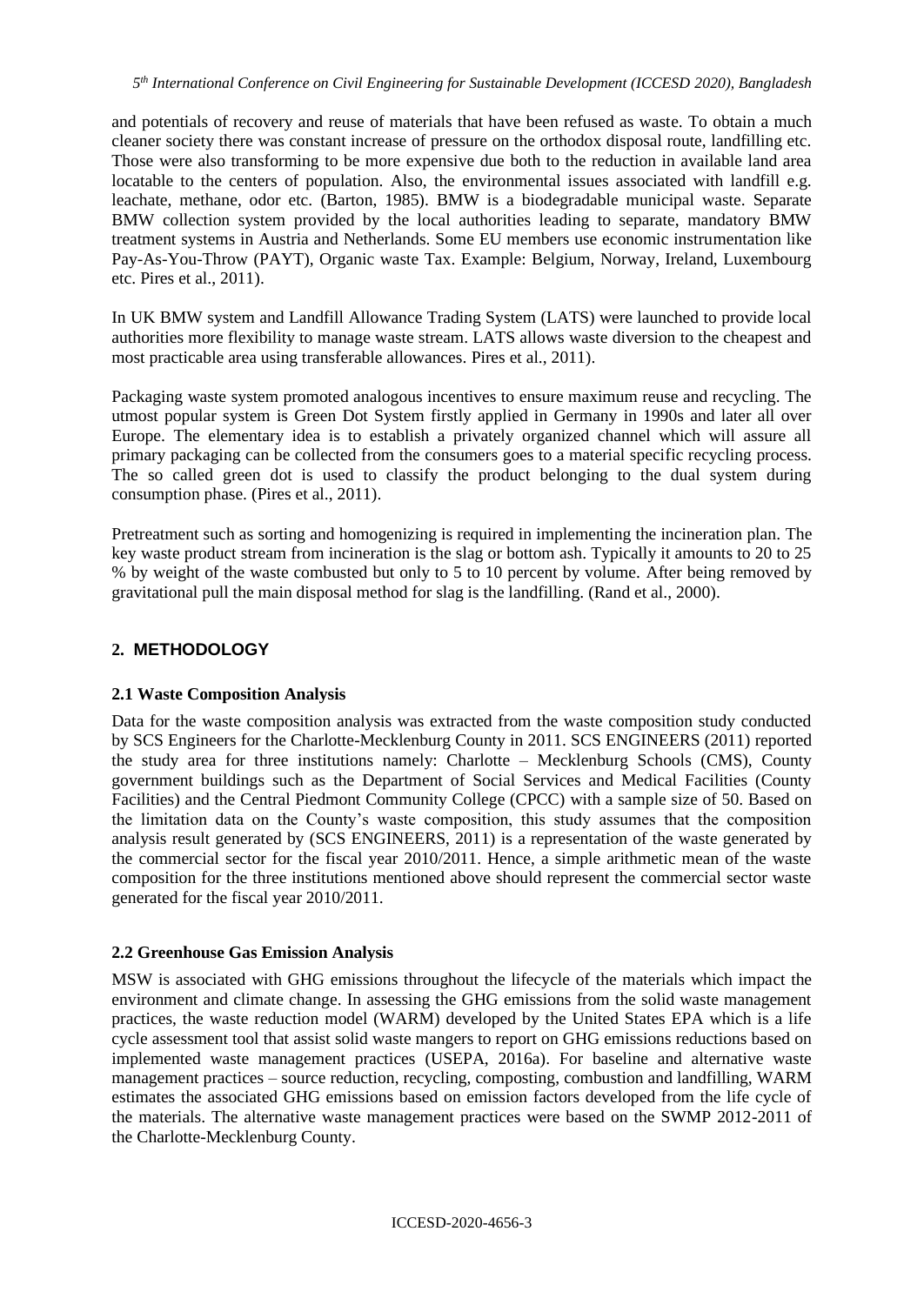and potentials of recovery and reuse of materials that have been refused as waste. To obtain a much cleaner society there was constant increase of pressure on the orthodox disposal route, landfilling etc. Those were also transforming to be more expensive due both to the reduction in available land area locatable to the centers of population. Also, the environmental issues associated with landfill e.g. leachate, methane, odor etc. (Barton, 1985). BMW is a biodegradable municipal waste. Separate BMW collection system provided by the local authorities leading to separate, mandatory BMW treatment systems in Austria and Netherlands. Some EU members use economic instrumentation like Pay-As-You-Throw (PAYT), Organic waste Tax. Example: Belgium, Norway, Ireland, Luxembourg etc. Pires et al., 2011).

In UK BMW system and Landfill Allowance Trading System (LATS) were launched to provide local authorities more flexibility to manage waste stream. LATS allows waste diversion to the cheapest and most practicable area using transferable allowances. Pires et al., 2011).

Packaging waste system promoted analogous incentives to ensure maximum reuse and recycling. The utmost popular system is Green Dot System firstly applied in Germany in 1990s and later all over Europe. The elementary idea is to establish a privately organized channel which will assure all primary packaging can be collected from the consumers goes to a material specific recycling process. The so called green dot is used to classify the product belonging to the dual system during consumption phase. (Pires et al., 2011).

Pretreatment such as sorting and homogenizing is required in implementing the incineration plan. The key waste product stream from incineration is the slag or bottom ash. Typically it amounts to 20 to 25 % by weight of the waste combusted but only to 5 to 10 percent by volume. After being removed by gravitational pull the main disposal method for slag is the landfilling. (Rand et al., 2000).

## 2. METHODOLOGY

### 2.1 Waste Composition Analysis

Data for the waste composition analysis was extracted from the waste composition study conducted by SCS Engineers for the Charlotte-Mecklenburg County in 2011. SCS ENGINEERS (2011) reported the study area for three institutions namely: Charlotte – Mecklenburg Schools (CMS), County government buildings such as the Department of Social Services and Medical Facilities (County Facilities) and the Central Piedmont Community College (CPCC) with a sample size of 50. Based on the limitation data on the County's waste composition, this study assumes that the composition analysis result generated by (SCS ENGINEERS, 2011) is a representation of the waste generated by the commercial sector for the fiscal year 2010/2011. Hence, a simple arithmetic mean of the waste composition for the three institutions mentioned above should represent the commercial sector waste generated for the fiscal year 2010/2011.

### 2.2 Greenhouse Gas Emission Analysis

MSW is associated with GHG emissions throughout the lifecycle of the materials which impact the environment and climate change. In assessing the GHG emissions from the solid waste management practices, the waste reduction model (WARM) developed by the United States EPA which is a life cycle assessment tool that assist solid waste mangers to report on GHG emissions reductions based on implemented waste management practices (USEPA, 2016a). For baseline and alternative waste management practices – source reduction, recycling, composting, combustion and landfilling, WARM estimates the associated GHG emissions based on emission factors developed from the life cycle of the materials. The alternative waste management practices were based on the SWMP 2012-2011 of the Charlotte-Mecklenburg County.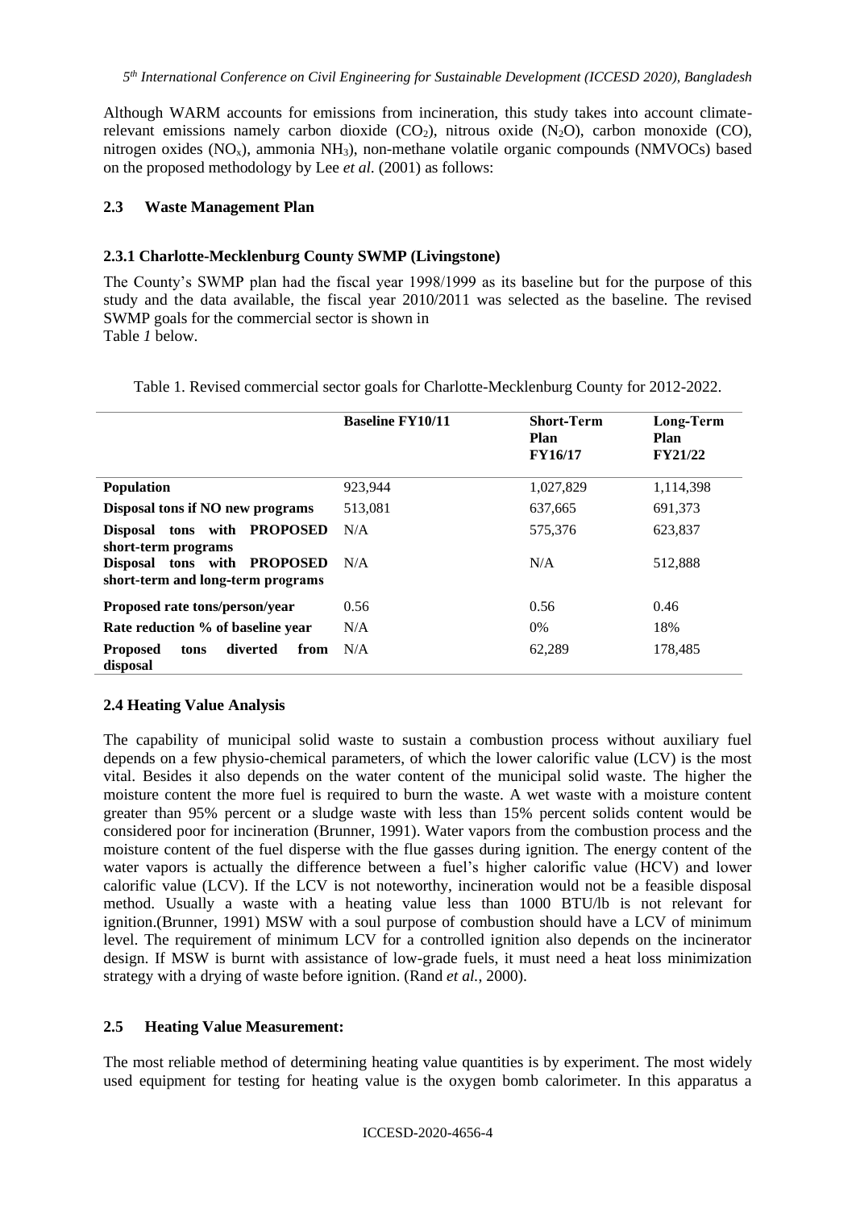Although WARM accounts for emissions from incineration, this study takes into account climate-relevant emissions namely carbon dioxide ($CO_2$), nitrous oxide ($N_2O$), carbon monoxide (CO), nitrogen oxides ($NO_x$), ammonia $NH_3$), non-methane volatile organic compounds (NMVOCs) based on the proposed methodology by Lee *et al.* (2001) as follows:

## 2.3 Waste Management Plan

### 2.3.1 Charlotte-Mecklenburg County SWMP (Livingstone)

The County's SWMP plan had the fiscal year 1998/1999 as its baseline but for the purpose of this study and the data available, the fiscal year 2010/2011 was selected as the baseline. The revised SWMP goals for the commercial sector is shown in Table *1* below.

Table 1. Revised commercial sector goals for Charlotte-Mecklenburg County for 2012-2022.

| | **Baseline FY10/11** | **Short-Term Plan FY16/17** | **Long-Term Plan FY21/22** |
|---|---|---|---|
| **Population** | 923,944 | 1,027,829 | 1,114,398 |
| **Disposal tons if NO new programs** | 513,081 | 637,665 | 691,373 |
| **Disposal tons with PROPOSED short-term programs** | N/A | 575,376 | 623,837 |
| **Disposal tons with PROPOSED short-term and long-term programs** | N/A | N/A | 512,888 |
| **Proposed rate tons/person/year** | 0.56 | 0.56 | 0.46 |
| **Rate reduction % of baseline year** | N/A | 0% | 18% |
| **Proposed tons diverted from disposal** | N/A | 62,289 | 178,485 |

## 2.4 Heating Value Analysis

The capability of municipal solid waste to sustain a combustion process without auxiliary fuel depends on a few physio-chemical parameters, of which the lower calorific value (LCV) is the most vital. Besides it also depends on the water content of the municipal solid waste. The higher the moisture content the more fuel is required to burn the waste. A wet waste with a moisture content greater than 95% percent or a sludge waste with less than 15% percent solids content would be considered poor for incineration (Brunner, 1991). Water vapors from the combustion process and the moisture content of the fuel disperse with the flue gasses during ignition. The energy content of the water vapors is actually the difference between a fuel's higher calorific value (HCV) and lower calorific value (LCV). If the LCV is not noteworthy, incineration would not be a feasible disposal method. Usually a waste with a heating value less than 1000 BTU/lb is not relevant for ignition.(Brunner, 1991) MSW with a soul purpose of combustion should have a LCV of minimum level. The requirement of minimum LCV for a controlled ignition also depends on the incinerator design. If MSW is burnt with assistance of low-grade fuels, it must need a heat loss minimization strategy with a drying of waste before ignition. (Rand *et al.*, 2000).

## 2.5 Heating Value Measurement:

The most reliable method of determining heating value quantities is by experiment. The most widely used equipment for testing for heating value is the oxygen bomb calorimeter. In this apparatus a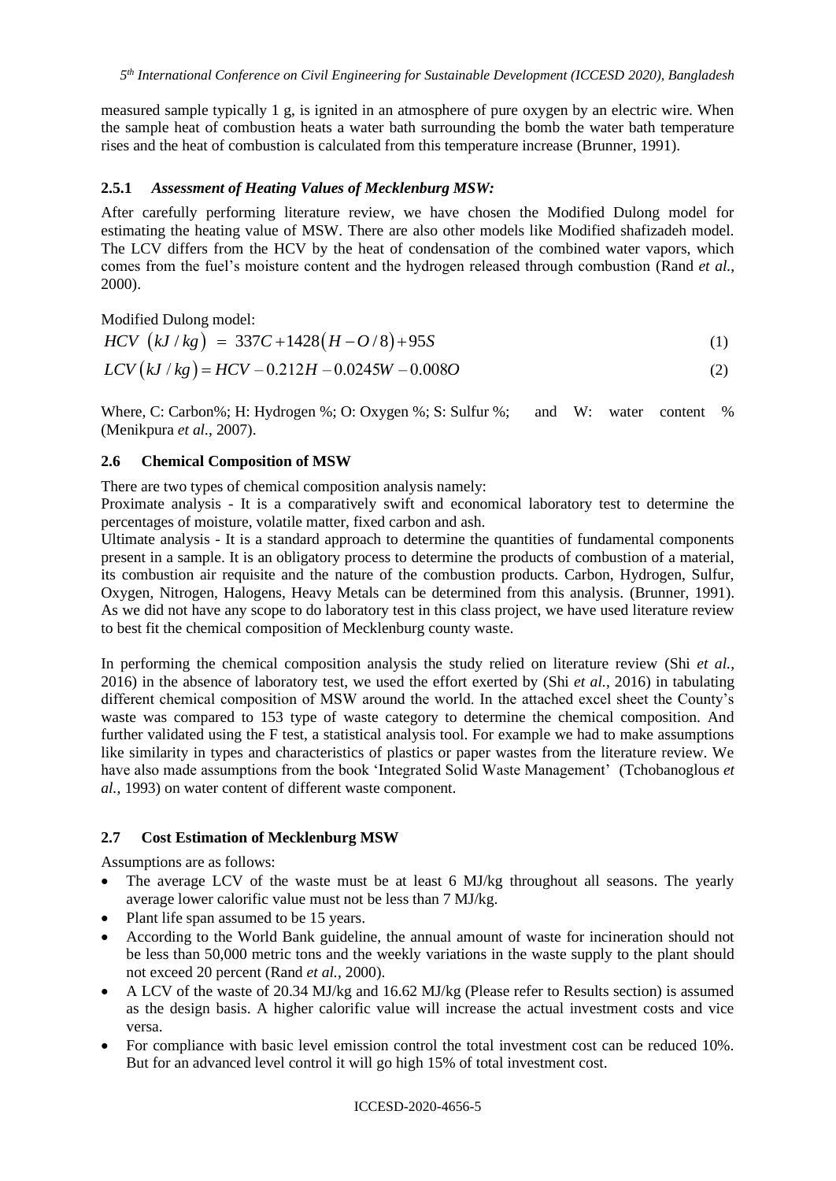measured sample typically 1 g, is ignited in an atmosphere of pure oxygen by an electric wire. When the sample heat of combustion heats a water bath surrounding the bomb the water bath temperature rises and the heat of combustion is calculated from this temperature increase (Brunner, 1991).

### 2.5.1 *Assessment of Heating Values of Mecklenburg MSW:*

After carefully performing literature review, we have chosen the Modified Dulong model for estimating the heating value of MSW. There are also other models like Modified shafizadeh model. The LCV differs from the HCV by the heat of condensation of the combined water vapors, which comes from the fuel's moisture content and the hydrogen released through combustion (Rand *et al.*, 2000).

Modified Dulong model:

$$HCV\ (kJ/kg) = 337C + 1428(H - O/8) + 95S \tag{1}$$

$$LCV(kJ/kg) = HCV - 0.212H - 0.0245W - 0.008O \tag{2}$$

Where, C: Carbon%; H: Hydrogen %; O: Oxygen %; S: Sulfur %; and W: water content % (Menikpura *et al.*, 2007).

## 2.6 Chemical Composition of MSW

There are two types of chemical composition analysis namely:

Proximate analysis - It is a comparatively swift and economical laboratory test to determine the percentages of moisture, volatile matter, fixed carbon and ash.

Ultimate analysis - It is a standard approach to determine the quantities of fundamental components present in a sample. It is an obligatory process to determine the products of combustion of a material, its combustion air requisite and the nature of the combustion products. Carbon, Hydrogen, Sulfur, Oxygen, Nitrogen, Halogens, Heavy Metals can be determined from this analysis. (Brunner, 1991). As we did not have any scope to do laboratory test in this class project, we have used literature review to best fit the chemical composition of Mecklenburg county waste.

In performing the chemical composition analysis the study relied on literature review (Shi *et al.*, 2016) in the absence of laboratory test, we used the effort exerted by (Shi *et al.*, 2016) in tabulating different chemical composition of MSW around the world. In the attached excel sheet the County's waste was compared to 153 type of waste category to determine the chemical composition. And further validated using the F test, a statistical analysis tool. For example we had to make assumptions like similarity in types and characteristics of plastics or paper wastes from the literature review. We have also made assumptions from the book 'Integrated Solid Waste Management' (Tchobanoglous *et al.*, 1993) on water content of different waste component.

## 2.7 Cost Estimation of Mecklenburg MSW

Assumptions are as follows:

- The average LCV of the waste must be at least 6 MJ/kg throughout all seasons. The yearly average lower calorific value must not be less than 7 MJ/kg.
- Plant life span assumed to be 15 years.
- According to the World Bank guideline, the annual amount of waste for incineration should not be less than 50,000 metric tons and the weekly variations in the waste supply to the plant should not exceed 20 percent (Rand *et al.*, 2000).
- A LCV of the waste of 20.34 MJ/kg and 16.62 MJ/kg (Please refer to Results section) is assumed as the design basis. A higher calorific value will increase the actual investment costs and vice versa.
- For compliance with basic level emission control the total investment cost can be reduced 10%. But for an advanced level control it will go high 15% of total investment cost.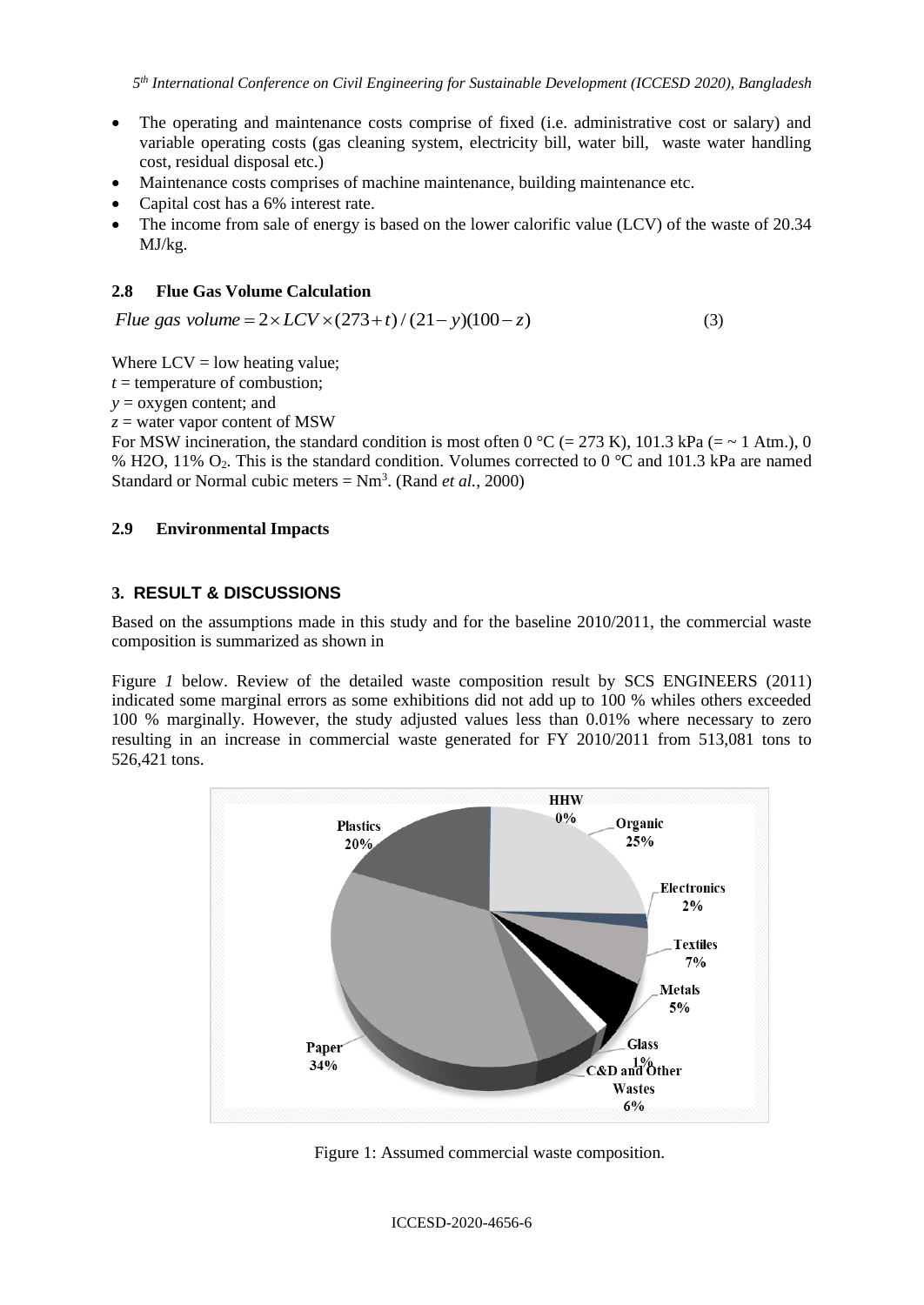- The operating and maintenance costs comprise of fixed (i.e. administrative cost or salary) and variable operating costs (gas cleaning system, electricity bill, water bill, waste water handling cost, residual disposal etc.)
- Maintenance costs comprises of machine maintenance, building maintenance etc.
- Capital cost has a 6% interest rate.
- The income from sale of energy is based on the lower calorific value (LCV) of the waste of 20.34 MJ/kg.

### 2.8 Flue Gas Volume Calculation

$$\textit{Flue gas volume} = 2 \times LCV \times (273 + t) / (21 - y)(100 - z) \tag{3}$$

Where LCV = low heating value;
$t$ = temperature of combustion;
$y$ = oxygen content; and
$z$ = water vapor content of MSW

For MSW incineration, the standard condition is most often 0 °C (= 273 K), 101.3 kPa (= ~ 1 Atm.), 0 % H2O, 11% $O_2$. This is the standard condition. Volumes corrected to 0 °C and 101.3 kPa are named Standard or Normal cubic meters = $Nm^3$. (Rand *et al.*, 2000)

### 2.9 Environmental Impacts

## 3. RESULT & DISCUSSIONS

Based on the assumptions made in this study and for the baseline 2010/2011, the commercial waste composition is summarized as shown in

Figure *1* below. Review of the detailed waste composition result by SCS ENGINEERS (2011) indicated some marginal errors as some exhibitions did not add up to 100 % whiles others exceeded 100 % marginally. However, the study adjusted values less than 0.01% where necessary to zero resulting in an increase in commercial waste generated for FY 2010/2011 from 513,081 tons to 526,421 tons.

Figure 1: Assumed commercial waste composition.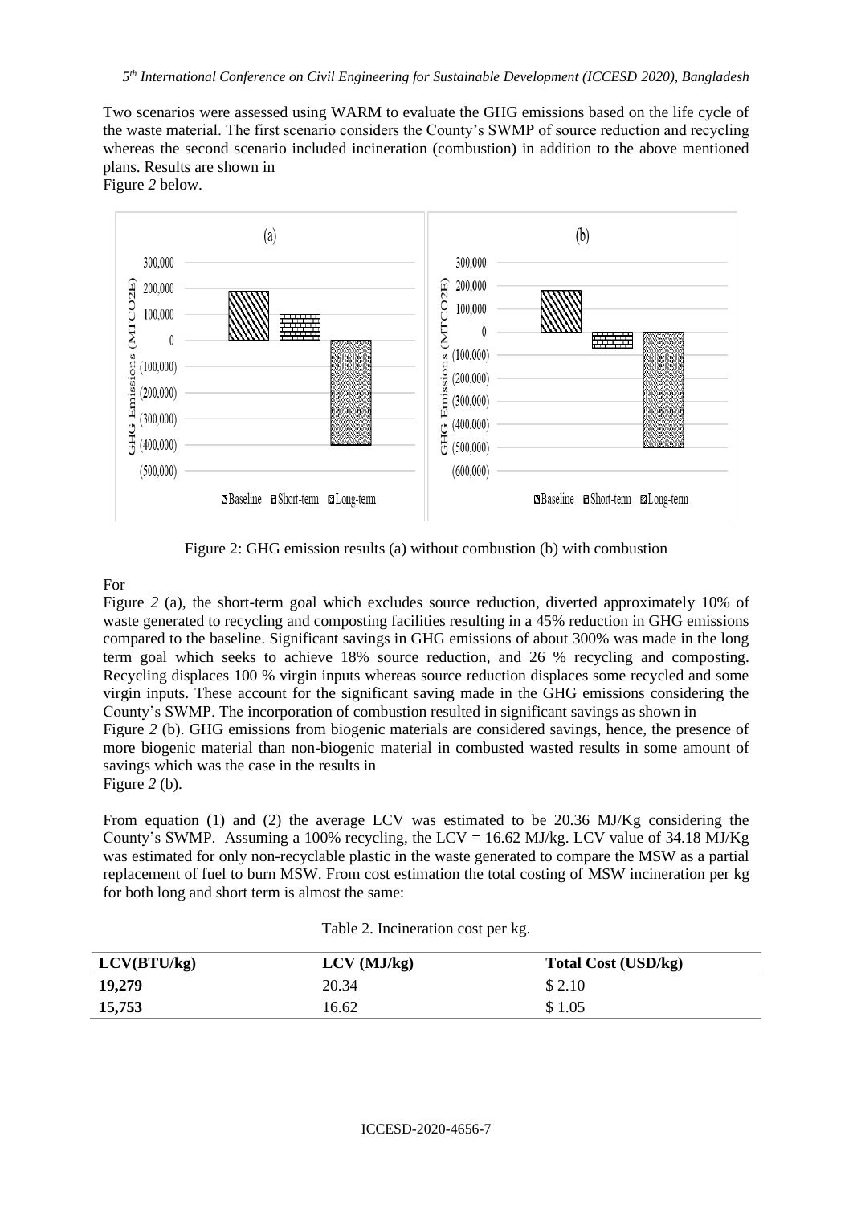Two scenarios were assessed using WARM to evaluate the GHG emissions based on the life cycle of the waste material. The first scenario considers the County's SWMP of source reduction and recycling whereas the second scenario included incineration (combustion) in addition to the above mentioned plans. Results are shown in Figure *2* below.

Figure 2: GHG emission results (a) without combustion (b) with combustion

For Figure *2* (a), the short-term goal which excludes source reduction, diverted approximately 10% of waste generated to recycling and composting facilities resulting in a 45% reduction in GHG emissions compared to the baseline. Significant savings in GHG emissions of about 300% was made in the long term goal which seeks to achieve 18% source reduction, and 26 % recycling and composting. Recycling displaces 100 % virgin inputs whereas source reduction displaces some recycled and some virgin inputs. These account for the significant saving made in the GHG emissions considering the County's SWMP. The incorporation of combustion resulted in significant savings as shown in Figure *2* (b). GHG emissions from biogenic materials are considered savings, hence, the presence of more biogenic material than non-biogenic material in combusted wasted results in some amount of savings which was the case in the results in Figure *2* (b).

From equation (1) and (2) the average LCV was estimated to be 20.36 MJ/Kg considering the County's SWMP. Assuming a 100% recycling, the LCV = 16.62 MJ/kg. LCV value of 34.18 MJ/Kg was estimated for only non-recyclable plastic in the waste generated to compare the MSW as a partial replacement of fuel to burn MSW. From cost estimation the total costing of MSW incineration per kg for both long and short term is almost the same:

Table 2. Incineration cost per kg.

| LCV(BTU/kg) | LCV (MJ/kg) | Total Cost (USD/kg) |
|---|---|---|
| **19,279** | 20.34 | $ 2.10 |
| **15,753** | 16.62 | $ 1.05 |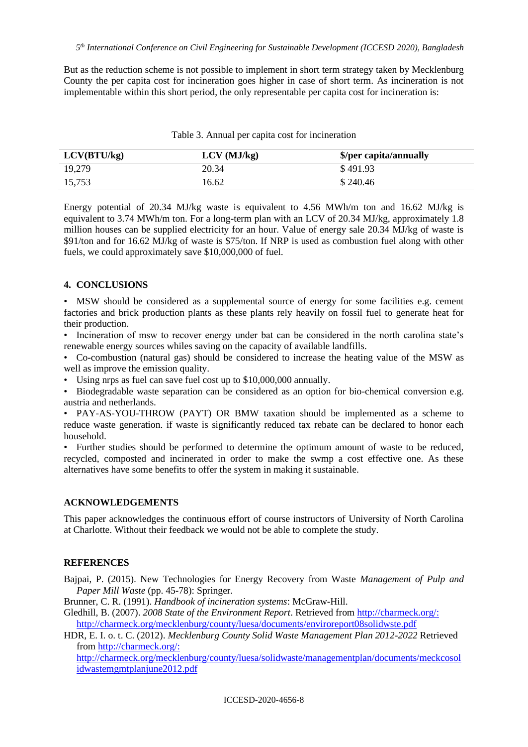But as the reduction scheme is not possible to implement in short term strategy taken by Mecklenburg County the per capita cost for incineration goes higher in case of short term. As incineration is not implementable within this short period, the only representable per capita cost for incineration is:

Table 3. Annual per capita cost for incineration

| LCV(BTU/kg) | LCV (MJ/kg) | $/per capita/annually |
|---|---|---|
| 19,279 | 20.34 | $ 491.93 |
| 15,753 | 16.62 | $ 240.46 |

Energy potential of 20.34 MJ/kg waste is equivalent to 4.56 MWh/m ton and 16.62 MJ/kg is equivalent to 3.74 MWh/m ton. For a long-term plan with an LCV of 20.34 MJ/kg, approximately 1.8 million houses can be supplied electricity for an hour. Value of energy sale 20.34 MJ/kg of waste is $91/ton and for 16.62 MJ/kg of waste is $75/ton. If NRP is used as combustion fuel along with other fuels, we could approximately save $10,000,000 of fuel.

## 4. CONCLUSIONS

- MSW should be considered as a supplemental source of energy for some facilities e.g. cement factories and brick production plants as these plants rely heavily on fossil fuel to generate heat for their production.
- Incineration of msw to recover energy under bat can be considered in the north carolina state's renewable energy sources whiles saving on the capacity of available landfills.
- Co-combustion (natural gas) should be considered to increase the heating value of the MSW as well as improve the emission quality.
- Using nrps as fuel can save fuel cost up to $10,000,000 annually.
- Biodegradable waste separation can be considered as an option for bio-chemical conversion e.g. austria and netherlands.
- PAY-AS-YOU-THROW (PAYT) OR BMW taxation should be implemented as a scheme to reduce waste generation. if waste is significantly reduced tax rebate can be declared to honor each household.
- Further studies should be performed to determine the optimum amount of waste to be reduced, recycled, composted and incinerated in order to make the swmp a cost effective one. As these alternatives have some benefits to offer the system in making it sustainable.

## ACKNOWLEDGEMENTS

This paper acknowledges the continuous effort of course instructors of University of North Carolina at Charlotte. Without their feedback we would not be able to complete the study.

## REFERENCES

Bajpai, P. (2015). New Technologies for Energy Recovery from Waste *Management of Pulp and Paper Mill Waste* (pp. 45-78): Springer.

Brunner, C. R. (1991). *Handbook of incineration systems*: McGraw-Hill.

Gledhill, B. (2007). *2008 State of the Environment Report*. Retrieved from http://charmeck.org/: http://charmeck.org/mecklenburg/county/luesa/documents/enviroreport08solidwste.pdf

HDR, E. I. o. t. C. (2012). *Mecklenburg County Solid Waste Management Plan 2012-2022* Retrieved from http://charmeck.org/: http://charmeck.org/mecklenburg/county/luesa/solidwaste/managementplan/documents/meckcosolidwastemgmtplanjune2012.pdf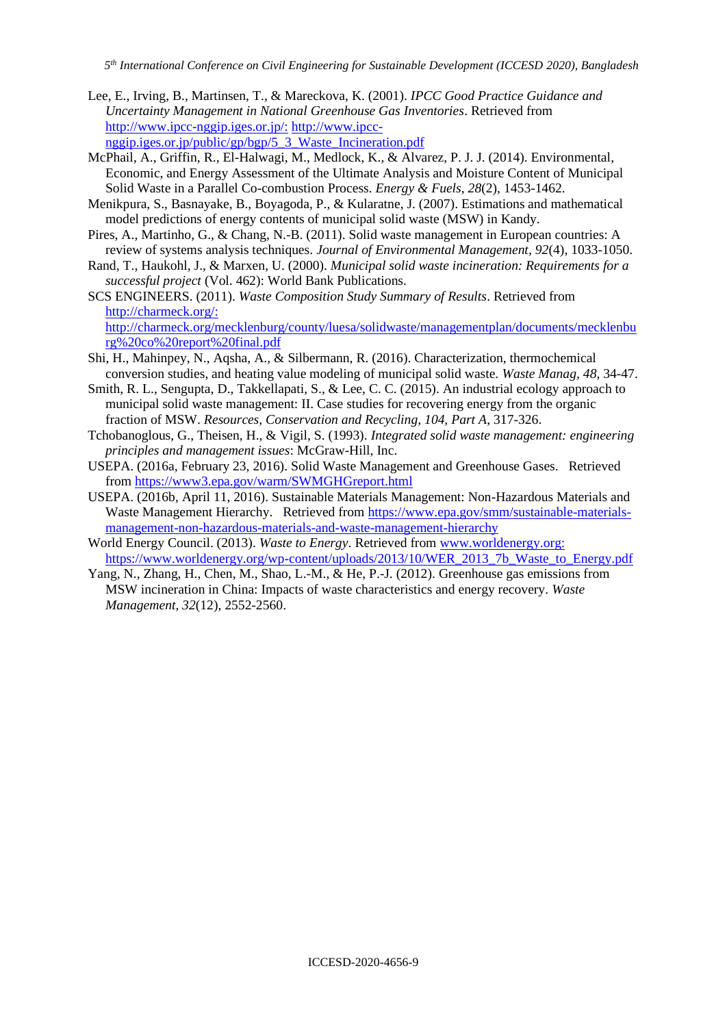Lee, E., Irving, B., Martinsen, T., & Mareckova, K. (2001). *IPCC Good Practice Guidance and Uncertainty Management in National Greenhouse Gas Inventories*. Retrieved from http://www.ipcc-nggip.iges.or.jp/: http://www.ipcc-nggip.iges.or.jp/public/gp/bgp/5_3_Waste_Incineration.pdf

McPhail, A., Griffin, R., El-Halwagi, M., Medlock, K., & Alvarez, P. J. J. (2014). Environmental, Economic, and Energy Assessment of the Ultimate Analysis and Moisture Content of Municipal Solid Waste in a Parallel Co-combustion Process. *Energy & Fuels, 28*(2), 1453-1462.

Menikpura, S., Basnayake, B., Boyagoda, P., & Kularatne, J. (2007). Estimations and mathematical model predictions of energy contents of municipal solid waste (MSW) in Kandy.

Pires, A., Martinho, G., & Chang, N.-B. (2011). Solid waste management in European countries: A review of systems analysis techniques. *Journal of Environmental Management, 92*(4), 1033-1050.

Rand, T., Haukohl, J., & Marxen, U. (2000). *Municipal solid waste incineration: Requirements for a successful project* (Vol. 462): World Bank Publications.

SCS ENGINEERS. (2011). *Waste Composition Study Summary of Results*. Retrieved from http://charmeck.org/: http://charmeck.org/mecklenburg/county/luesa/solidwaste/managementplan/documents/mecklenburg%20co%20report%20final.pdf

Shi, H., Mahinpey, N., Aqsha, A., & Silbermann, R. (2016). Characterization, thermochemical conversion studies, and heating value modeling of municipal solid waste. *Waste Manag, 48*, 34-47.

Smith, R. L., Sengupta, D., Takkellapati, S., & Lee, C. C. (2015). An industrial ecology approach to municipal solid waste management: II. Case studies for recovering energy from the organic fraction of MSW. *Resources, Conservation and Recycling, 104, Part A*, 317-326.

Tchobanoglous, G., Theisen, H., & Vigil, S. (1993). *Integrated solid waste management: engineering principles and management issues*: McGraw-Hill, Inc.

USEPA. (2016a, February 23, 2016). Solid Waste Management and Greenhouse Gases. Retrieved from https://www3.epa.gov/warm/SWMGHGreport.html

USEPA. (2016b, April 11, 2016). Sustainable Materials Management: Non-Hazardous Materials and Waste Management Hierarchy. Retrieved from https://www.epa.gov/smm/sustainable-materials-management-non-hazardous-materials-and-waste-management-hierarchy

World Energy Council. (2013). *Waste to Energy*. Retrieved from www.worldenergy.org: https://www.worldenergy.org/wp-content/uploads/2013/10/WER_2013_7b_Waste_to_Energy.pdf

Yang, N., Zhang, H., Chen, M., Shao, L.-M., & He, P.-J. (2012). Greenhouse gas emissions from MSW incineration in China: Impacts of waste characteristics and energy recovery. *Waste Management, 32*(12), 2552-2560.